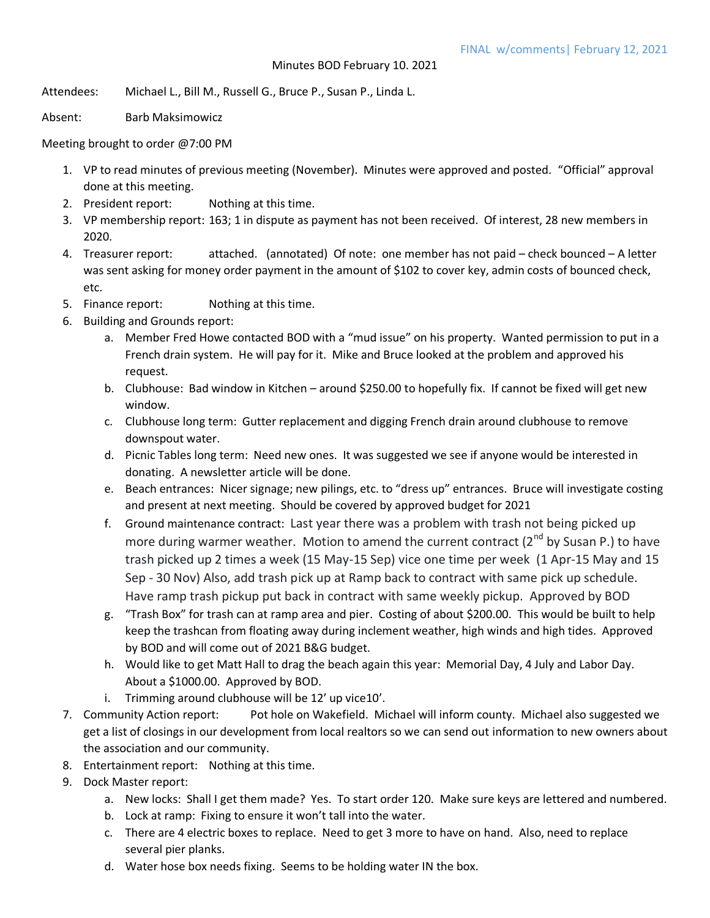FINAL w/comments| February 12, 2021

Minutes BOD February 10. 2021

Attendees: Michael L., Bill M., Russell G., Bruce P., Susan P., Linda L.

Absent: Barb Maksimowicz

Meeting brought to order @7:00 PM

1. VP to read minutes of previous meeting (November). Minutes were approved and posted. "Official" approval done at this meeting.
2. President report: Nothing at this time.
3. VP membership report: 163; 1 in dispute as payment has not been received. Of interest, 28 new members in 2020.
4. Treasurer report: attached. (annotated) Of note: one member has not paid – check bounced – A letter was sent asking for money order payment in the amount of $102 to cover key, admin costs of bounced check, etc.
5. Finance report: Nothing at this time.
6. Building and Grounds report:
   a. Member Fred Howe contacted BOD with a "mud issue" on his property. Wanted permission to put in a French drain system. He will pay for it. Mike and Bruce looked at the problem and approved his request.
   b. Clubhouse: Bad window in Kitchen – around $250.00 to hopefully fix. If cannot be fixed will get new window.
   c. Clubhouse long term: Gutter replacement and digging French drain around clubhouse to remove downspout water.
   d. Picnic Tables long term: Need new ones. It was suggested we see if anyone would be interested in donating. A newsletter article will be done.
   e. Beach entrances: Nicer signage; new pilings, etc. to "dress up" entrances. Bruce will investigate costing and present at next meeting. Should be covered by approved budget for 2021
   f. Ground maintenance contract: Last year there was a problem with trash not being picked up more during warmer weather. Motion to amend the current contract (2nd by Susan P.) to have trash picked up 2 times a week (15 May-15 Sep) vice one time per week (1 Apr-15 May and 15 Sep - 30 Nov) Also, add trash pick up at Ramp back to contract with same pick up schedule. Have ramp trash pickup put back in contract with same weekly pickup. Approved by BOD
   g. "Trash Box" for trash can at ramp area and pier. Costing of about $200.00. This would be built to help keep the trashcan from floating away during inclement weather, high winds and high tides. Approved by BOD and will come out of 2021 B&G budget.
   h. Would like to get Matt Hall to drag the beach again this year: Memorial Day, 4 July and Labor Day. About a $1000.00. Approved by BOD.
   i. Trimming around clubhouse will be 12' up vice10'.
7. Community Action report: Pot hole on Wakefield. Michael will inform county. Michael also suggested we get a list of closings in our development from local realtors so we can send out information to new owners about the association and our community.
8. Entertainment report: Nothing at this time.
9. Dock Master report:
   a. New locks: Shall I get them made? Yes. To start order 120. Make sure keys are lettered and numbered.
   b. Lock at ramp: Fixing to ensure it won't tall into the water.
   c. There are 4 electric boxes to replace. Need to get 3 more to have on hand. Also, need to replace several pier planks.
   d. Water hose box needs fixing. Seems to be holding water IN the box.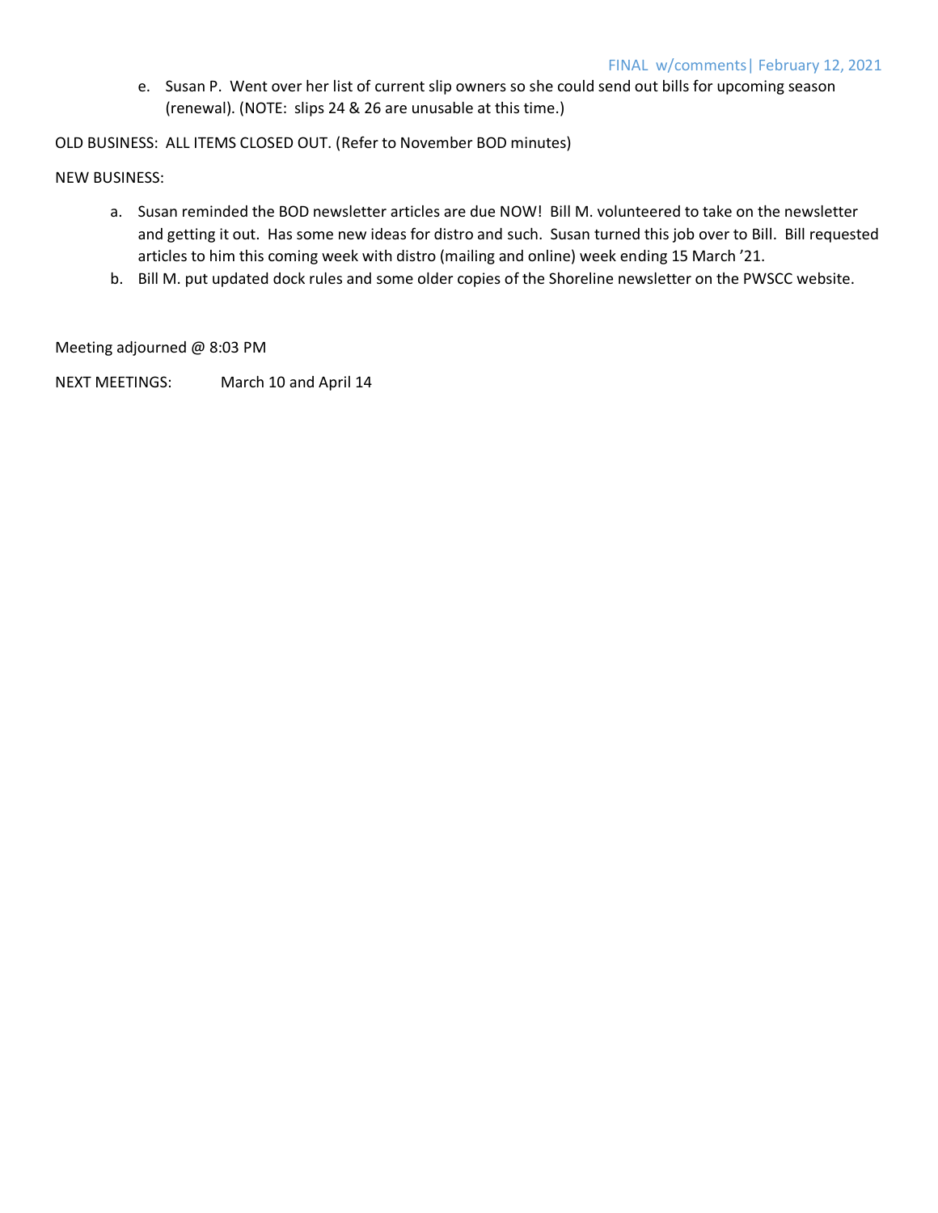e. Susan P. Went over her list of current slip owners so she could send out bills for upcoming season (renewal). (NOTE: slips 24 & 26 are unusable at this time.)

OLD BUSINESS: ALL ITEMS CLOSED OUT. (Refer to November BOD minutes)

NEW BUSINESS:

a. Susan reminded the BOD newsletter articles are due NOW! Bill M. volunteered to take on the newsletter and getting it out. Has some new ideas for distro and such. Susan turned this job over to Bill. Bill requested articles to him this coming week with distro (mailing and online) week ending 15 March '21.
b. Bill M. put updated dock rules and some older copies of the Shoreline newsletter on the PWSCC website.

Meeting adjourned @ 8:03 PM

NEXT MEETINGS: March 10 and April 14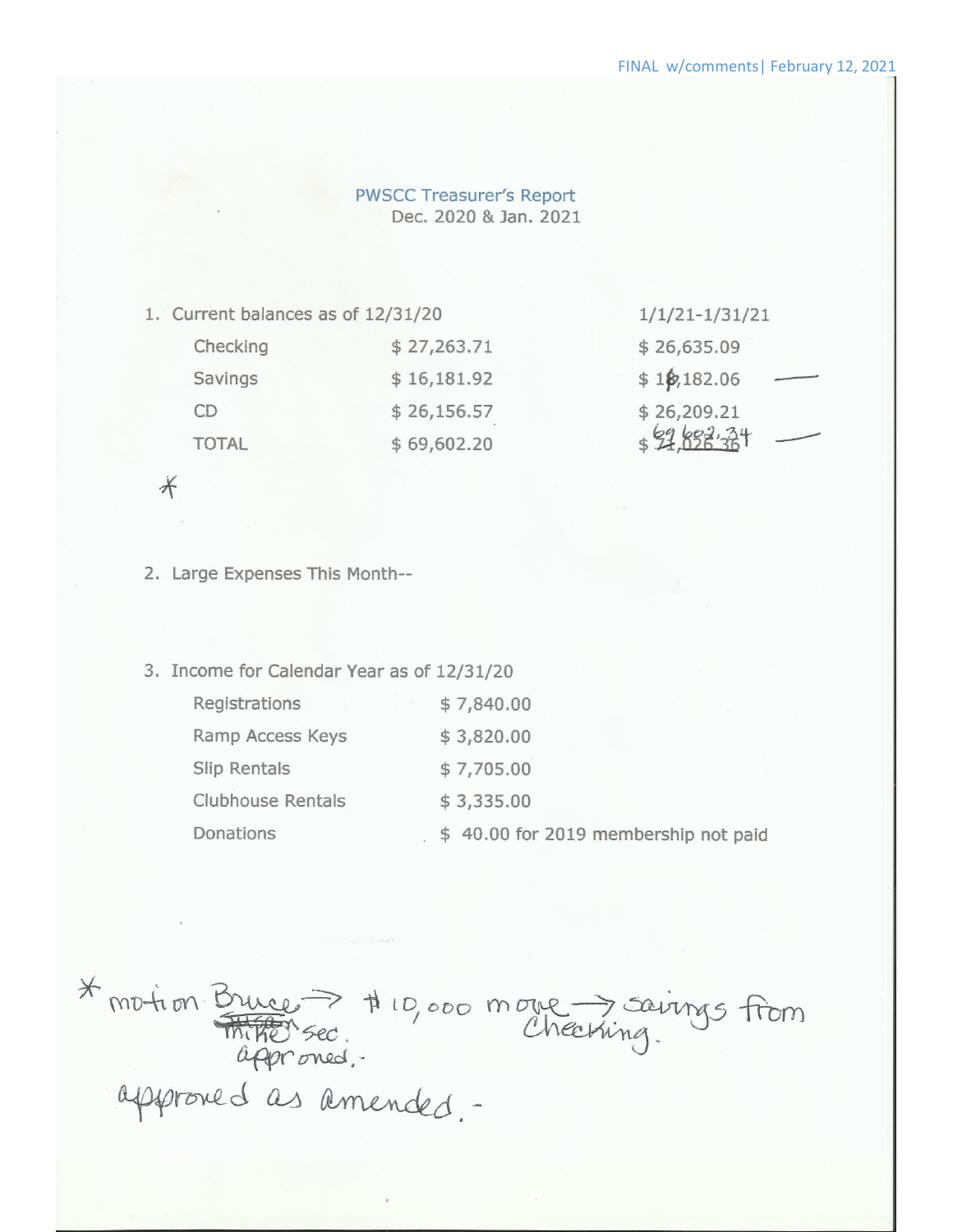FINAL w/comments| February 12, 2021

# PWSCC Treasurer's Report

Dec. 2020 & Jan. 2021

1. Current balances as of 12/31/20

| | Current balances as of 12/31/20 | 1/1/21-1/31/21 |
|---|---|---|
| Checking | $ 27,263.71 | $ 26,635.09 |
| Savings | $ 16,181.92 | $ 16,182.06 |
| CD | $ 26,156.57 | $ 26,209.21 |
| TOTAL | $ 69,602.20 | $ ~~71,026.36~~ 69,602.34 |

\*

2. Large Expenses This Month--

3. Income for Calendar Year as of 12/31/20

| | |
|---|---|
| Registrations | $ 7,840.00 |
| Ramp Access Keys | $ 3,820.00 |
| Slip Rentals | $ 7,705.00 |
| Clubhouse Rentals | $ 3,335.00 |
| Donations | $ 40.00 for 2019 membership not paid |

\* motion Bruce → $10,000 move → savings from Checking.
~~Susan~~ Mike sec.
approved.-

approved as amended.-